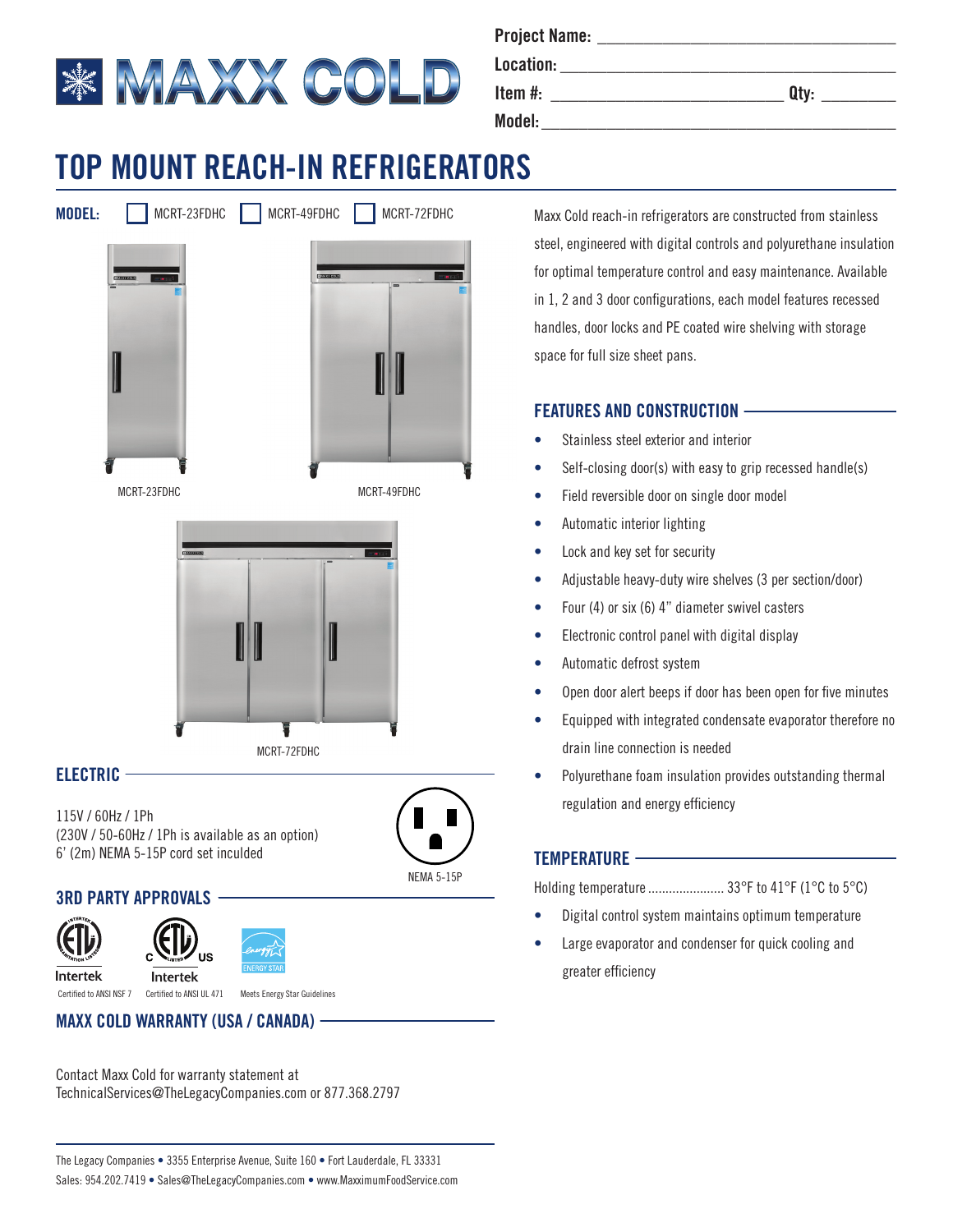# MAXX COLD

**Project Name:** ______________________

**Location:** ______________________

**Item #:** ______________________ **Qty:** ________

**Model:** ______________________

## TOP MOUNT REACH-IN REFRIGERATORS

**MODEL:** ☐ MCRT-23FDHC ☐ MCRT-49FDHC ☐ MCRT-72FDHC

MCRT-23FDHC

MCRT-49FDHC

MCRT-72FDHC

Maxx Cold reach-in refrigerators are constructed from stainless steel, engineered with digital controls and polyurethane insulation for optimal temperature control and easy maintenance. Available in 1, 2 and 3 door configurations, each model features recessed handles, door locks and PE coated wire shelving with storage space for full size sheet pans.

### FEATURES AND CONSTRUCTION

- Stainless steel exterior and interior
- Self-closing door(s) with easy to grip recessed handle(s)
- Field reversible door on single door model
- Automatic interior lighting
- Lock and key set for security
- Adjustable heavy-duty wire shelves (3 per section/door)
- Four (4) or six (6) 4" diameter swivel casters
- Electronic control panel with digital display
- Automatic defrost system
- Open door alert beeps if door has been open for five minutes
- Equipped with integrated condensate evaporator therefore no drain line connection is needed
- Polyurethane foam insulation provides outstanding thermal regulation and energy efficiency

### TEMPERATURE

Holding temperature ...................... 33°F to 41°F (1°C to 5°C)

- Digital control system maintains optimum temperature
- Large evaporator and condenser for quick cooling and greater efficiency

### ELECTRIC

115V / 60Hz / 1Ph
(230V / 50-60Hz / 1Ph is available as an option)
6' (2m) NEMA 5-15P cord set inculded

NEMA 5-15P

### 3RD PARTY APPROVALS

Intertek — Certified to ANSI NSF 7

Intertek — Certified to ANSI UL 471

ENERGY STAR — Meets Energy Star Guidelines

### MAXX COLD WARRANTY (USA / CANADA)

Contact Maxx Cold for warranty statement at
TechnicalServices@TheLegacyCompanies.com or 877.368.2797

The Legacy Companies • 3355 Enterprise Avenue, Suite 160 • Fort Lauderdale, FL 33331
Sales: 954.202.7419 • Sales@TheLegacyCompanies.com • www.MaxximumFoodService.com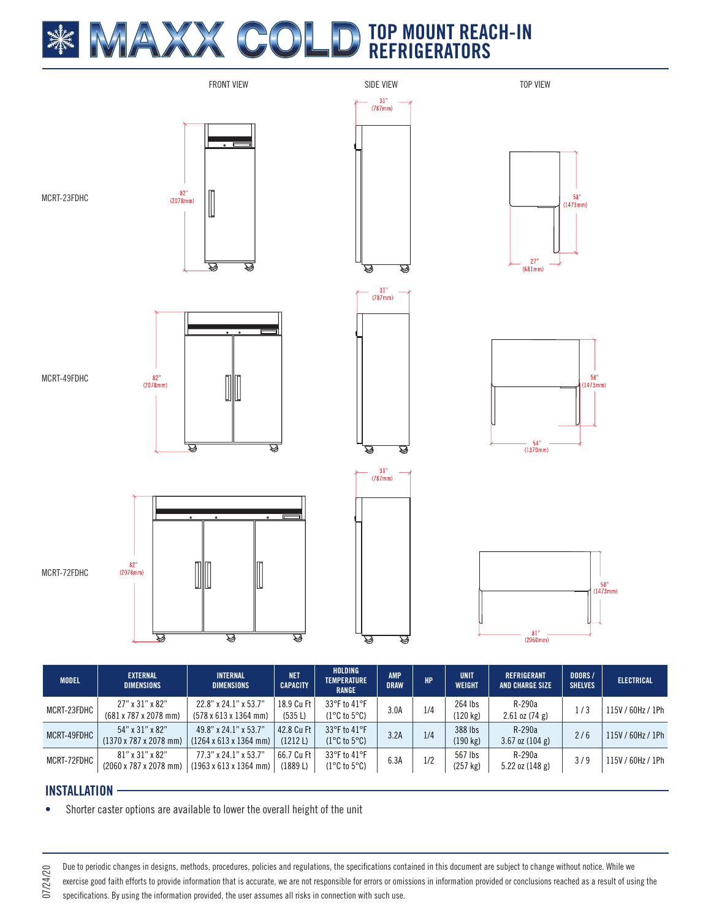# MAXX COLD TOP MOUNT REACH-IN REFRIGERATORS

FRONT VIEW

SIDE VIEW

TOP VIEW

MCRT-23FDHC

82" (2078mm)

31" (787mm)

58" (1473mm)

27" (681mm)

MCRT-49FDHC

82" (2078mm)

31" (787mm)

58" (1473mm)

54" (1370mm)

MCRT-72FDHC

82" (2078mm)

31" (787mm)

58" (1473mm)

81" (2060mm)

| MODEL | EXTERNAL DIMENSIONS | INTERNAL DIMENSIONS | NET CAPACITY | HOLDING TEMPERATURE RANGE | AMP DRAW | HP | UNIT WEIGHT | REFRIGERANT AND CHARGE SIZE | DOORS / SHELVES | ELECTRICAL |
|---|---|---|---|---|---|---|---|---|---|---|
| MCRT-23FDHC | 27" x 31" x 82" (681 x 787 x 2078 mm) | 22.8" x 24.1" x 53.7" (578 x 613 x 1364 mm) | 18.9 Cu Ft (535 L) | 33°F to 41°F (1°C to 5°C) | 3.0A | 1/4 | 264 lbs (120 kg) | R-290a 2.61 oz (74 g) | 1 / 3 | 115V / 60Hz / 1Ph |
| MCRT-49FDHC | 54" x 31" x 82" (1370 x 787 x 2078 mm) | 49.8" x 24.1" x 53.7" (1264 x 613 x 1364 mm) | 42.8 Cu Ft (1212 L) | 33°F to 41°F (1°C to 5°C) | 3.2A | 1/4 | 388 lbs (190 kg) | R-290a 3.67 oz (104 g) | 2 / 6 | 115V / 60Hz / 1Ph |
| MCRT-72FDHC | 81" x 31" x 82" (2060 x 787 x 2078 mm) | 77.3" x 24.1" x 53.7" (1963 x 613 x 1364 mm) | 66.7 Cu Ft (1889 L) | 33°F to 41°F (1°C to 5°C) | 6.3A | 1/2 | 567 lbs (257 kg) | R-290a 5.22 oz (148 g) | 3 / 9 | 115V / 60Hz / 1Ph |

## INSTALLATION

- Shorter caster options are available to lower the overall height of the unit

07/24/20

Due to periodic changes in designs, methods, procedures, policies and regulations, the specifications contained in this document are subject to change without notice. While we exercise good faith efforts to provide information that is accurate, we are not responsible for errors or omissions in information provided or conclusions reached as a result of using the specifications. By using the information provided, the user assumes all risks in connection with such use.